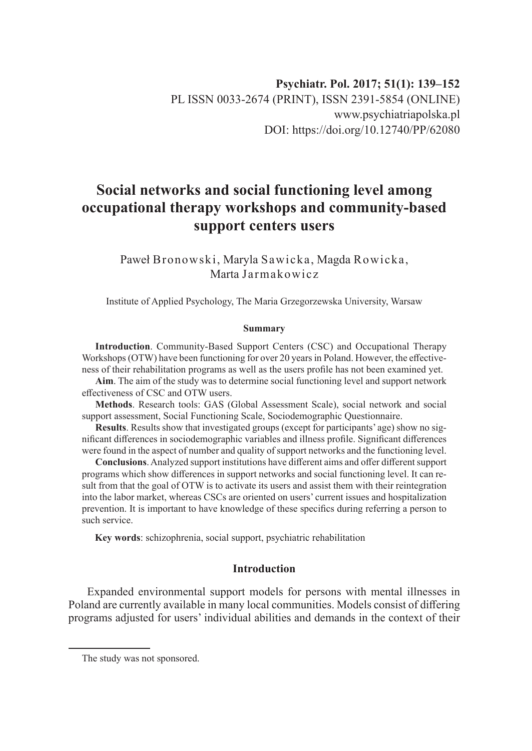Psychiatr. Pol. 2017; 51(1): 139–152
PL ISSN 0033-2674 (PRINT), ISSN 2391-5854 (ONLINE)
www.psychiatriapolska.pl
DOI: https://doi.org/10.12740/PP/62080

# Social networks and social functioning level among occupational therapy workshops and community-based support centers users

Paweł Bronowski, Maryla Sawicka, Magda Rowicka, Marta Jarmakowicz

Institute of Applied Psychology, The Maria Grzegorzewska University, Warsaw

### Summary

**Introduction**. Community-Based Support Centers (CSC) and Occupational Therapy Workshops (OTW) have been functioning for over 20 years in Poland. However, the effectiveness of their rehabilitation programs as well as the users profile has not been examined yet.

**Aim**. The aim of the study was to determine social functioning level and support network effectiveness of CSC and OTW users.

**Methods**. Research tools: GAS (Global Assessment Scale), social network and social support assessment, Social Functioning Scale, Sociodemographic Questionnaire.

**Results**. Results show that investigated groups (except for participants' age) show no significant differences in sociodemographic variables and illness profile. Significant differences were found in the aspect of number and quality of support networks and the functioning level.

**Conclusions**. Analyzed support institutions have different aims and offer different support programs which show differences in support networks and social functioning level. It can result from that the goal of OTW is to activate its users and assist them with their reintegration into the labor market, whereas CSCs are oriented on users' current issues and hospitalization prevention. It is important to have knowledge of these specifics during referring a person to such service.

**Key words**: schizophrenia, social support, psychiatric rehabilitation

## Introduction

Expanded environmental support models for persons with mental illnesses in Poland are currently available in many local communities. Models consist of differing programs adjusted for users' individual abilities and demands in the context of their

The study was not sponsored.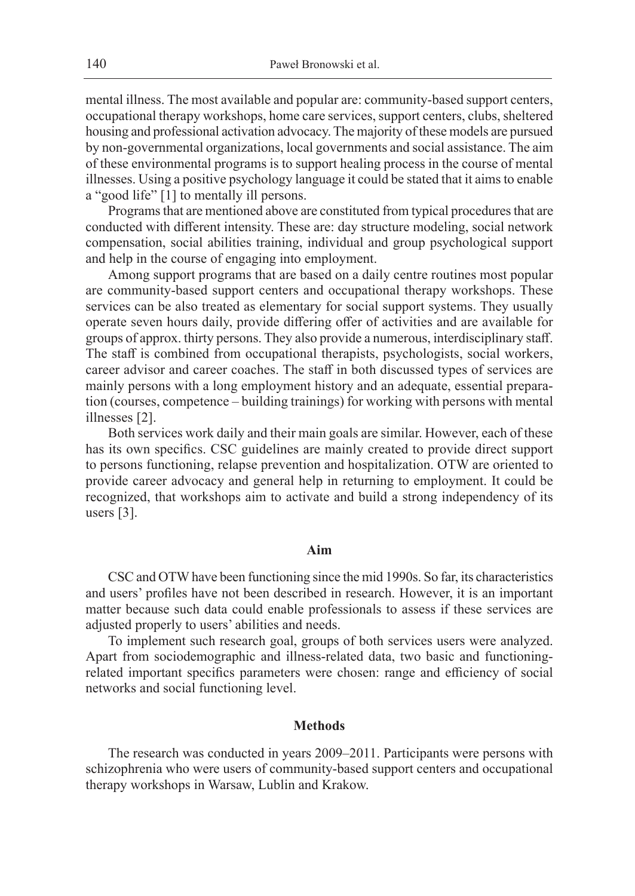mental illness. The most available and popular are: community-based support centers, occupational therapy workshops, home care services, support centers, clubs, sheltered housing and professional activation advocacy. The majority of these models are pursued by non-governmental organizations, local governments and social assistance. The aim of these environmental programs is to support healing process in the course of mental illnesses. Using a positive psychology language it could be stated that it aims to enable a "good life" [1] to mentally ill persons.

Programs that are mentioned above are constituted from typical procedures that are conducted with different intensity. These are: day structure modeling, social network compensation, social abilities training, individual and group psychological support and help in the course of engaging into employment.

Among support programs that are based on a daily centre routines most popular are community-based support centers and occupational therapy workshops. These services can be also treated as elementary for social support systems. They usually operate seven hours daily, provide differing offer of activities and are available for groups of approx. thirty persons. They also provide a numerous, interdisciplinary staff. The staff is combined from occupational therapists, psychologists, social workers, career advisor and career coaches. The staff in both discussed types of services are mainly persons with a long employment history and an adequate, essential preparation (courses, competence – building trainings) for working with persons with mental illnesses [2].

Both services work daily and their main goals are similar. However, each of these has its own specifics. CSC guidelines are mainly created to provide direct support to persons functioning, relapse prevention and hospitalization. OTW are oriented to provide career advocacy and general help in returning to employment. It could be recognized, that workshops aim to activate and build a strong independency of its users [3].

## Aim

CSC and OTW have been functioning since the mid 1990s. So far, its characteristics and users' profiles have not been described in research. However, it is an important matter because such data could enable professionals to assess if these services are adjusted properly to users' abilities and needs.

To implement such research goal, groups of both services users were analyzed. Apart from sociodemographic and illness-related data, two basic and functioning-related important specifics parameters were chosen: range and efficiency of social networks and social functioning level.

## Methods

The research was conducted in years 2009–2011. Participants were persons with schizophrenia who were users of community-based support centers and occupational therapy workshops in Warsaw, Lublin and Krakow.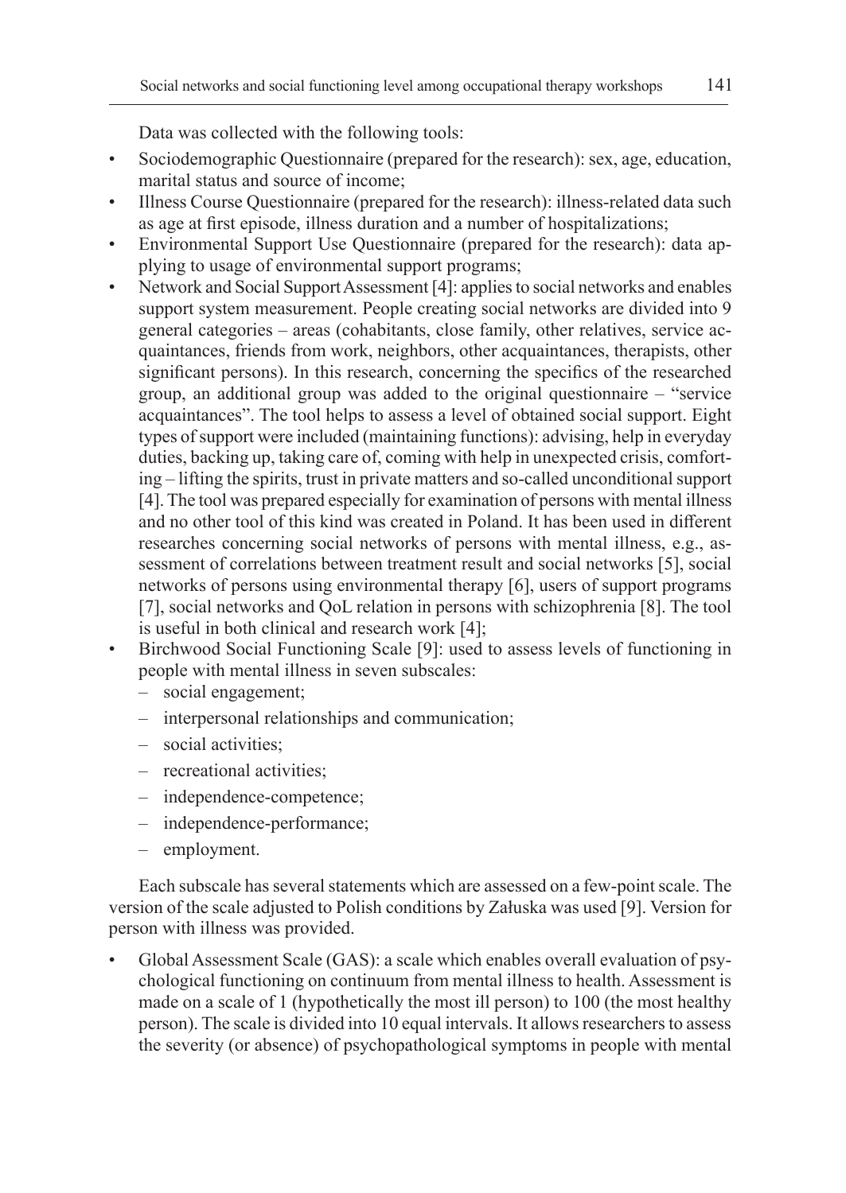Data was collected with the following tools:

- Sociodemographic Questionnaire (prepared for the research): sex, age, education, marital status and source of income;
- Illness Course Questionnaire (prepared for the research): illness-related data such as age at first episode, illness duration and a number of hospitalizations;
- Environmental Support Use Questionnaire (prepared for the research): data applying to usage of environmental support programs;
- Network and Social Support Assessment [4]: applies to social networks and enables support system measurement. People creating social networks are divided into 9 general categories – areas (cohabitants, close family, other relatives, service acquaintances, friends from work, neighbors, other acquaintances, therapists, other significant persons). In this research, concerning the specifics of the researched group, an additional group was added to the original questionnaire – "service acquaintances". The tool helps to assess a level of obtained social support. Eight types of support were included (maintaining functions): advising, help in everyday duties, backing up, taking care of, coming with help in unexpected crisis, comforting – lifting the spirits, trust in private matters and so-called unconditional support [4]. The tool was prepared especially for examination of persons with mental illness and no other tool of this kind was created in Poland. It has been used in different researches concerning social networks of persons with mental illness, e.g., assessment of correlations between treatment result and social networks [5], social networks of persons using environmental therapy [6], users of support programs [7], social networks and QoL relation in persons with schizophrenia [8]. The tool is useful in both clinical and research work [4];
- Birchwood Social Functioning Scale [9]: used to assess levels of functioning in people with mental illness in seven subscales:
  - social engagement;
  - interpersonal relationships and communication;
  - social activities;
  - recreational activities;
  - independence-competence;
  - independence-performance;
  - employment.

Each subscale has several statements which are assessed on a few-point scale. The version of the scale adjusted to Polish conditions by Załuska was used [9]. Version for person with illness was provided.

- Global Assessment Scale (GAS): a scale which enables overall evaluation of psychological functioning on continuum from mental illness to health. Assessment is made on a scale of 1 (hypothetically the most ill person) to 100 (the most healthy person). The scale is divided into 10 equal intervals. It allows researchers to assess the severity (or absence) of psychopathological symptoms in people with mental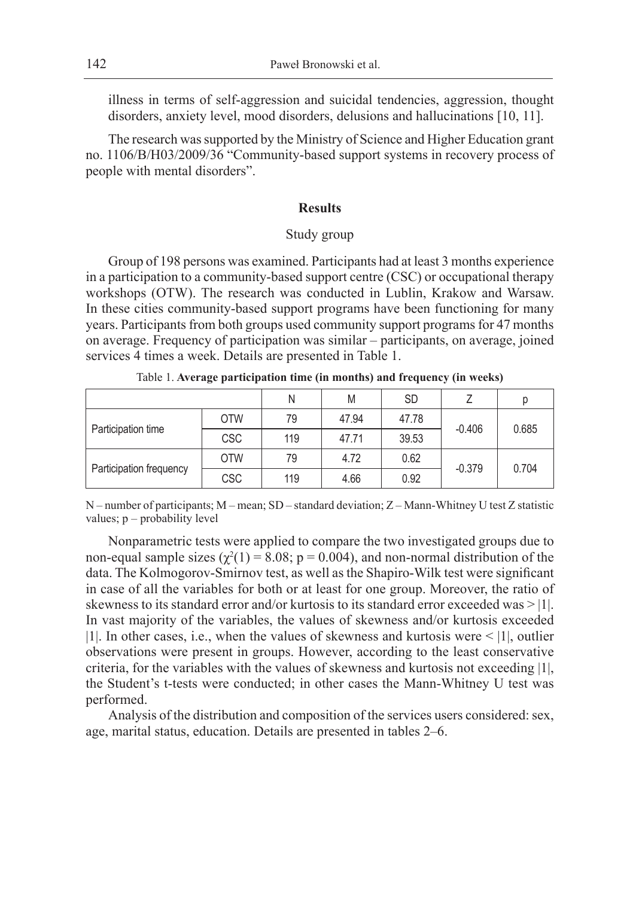illness in terms of self-aggression and suicidal tendencies, aggression, thought disorders, anxiety level, mood disorders, delusions and hallucinations [10, 11].

The research was supported by the Ministry of Science and Higher Education grant no. 1106/B/H03/2009/36 "Community-based support systems in recovery process of people with mental disorders".

## Results

### Study group

Group of 198 persons was examined. Participants had at least 3 months experience in a participation to a community-based support centre (CSC) or occupational therapy workshops (OTW). The research was conducted in Lublin, Krakow and Warsaw. In these cities community-based support programs have been functioning for many years. Participants from both groups used community support programs for 47 months on average. Frequency of participation was similar – participants, on average, joined services 4 times a week. Details are presented in Table 1.

Table 1. **Average participation time (in months) and frequency (in weeks)**

| | | N | M | SD | Z | p |
|---|---|---|---|---|---|---|
| Participation time | OTW | 79 | 47.94 | 47.78 | -0.406 | 0.685 |
| | CSC | 119 | 47.71 | 39.53 | | |
| Participation frequency | OTW | 79 | 4.72 | 0.62 | -0.379 | 0.704 |
| | CSC | 119 | 4.66 | 0.92 | | |

N – number of participants; M – mean; SD – standard deviation; Z – Mann-Whitney U test Z statistic values; p – probability level

Nonparametric tests were applied to compare the two investigated groups due to non-equal sample sizes ($\chi^2(1) = 8.08$; $p = 0.004$), and non-normal distribution of the data. The Kolmogorov-Smirnov test, as well as the Shapiro-Wilk test were significant in case of all the variables for both or at least for one group. Moreover, the ratio of skewness to its standard error and/or kurtosis to its standard error exceeded was > |1|. In vast majority of the variables, the values of skewness and/or kurtosis exceeded |1|. In other cases, i.e., when the values of skewness and kurtosis were < |1|, outlier observations were present in groups. However, according to the least conservative criteria, for the variables with the values of skewness and kurtosis not exceeding |1|, the Student's t-tests were conducted; in other cases the Mann-Whitney U test was performed.

Analysis of the distribution and composition of the services users considered: sex, age, marital status, education. Details are presented in tables 2–6.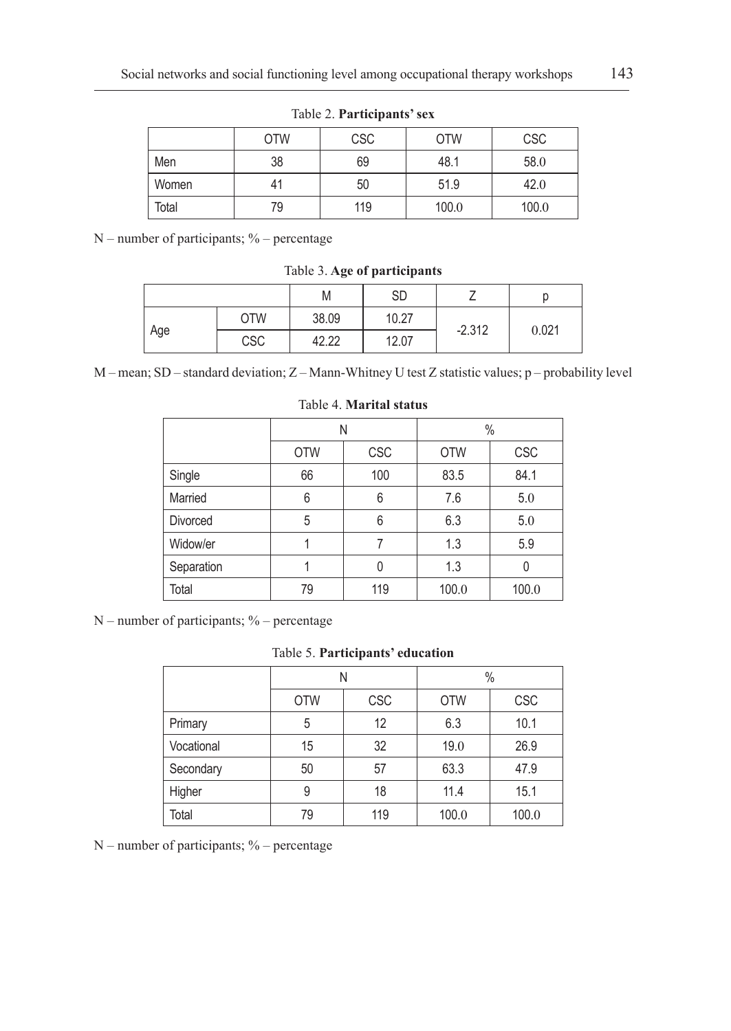Table 2. **Participants' sex**

| | OTW | CSC | OTW | CSC |
|---|---|---|---|---|
| Men | 38 | 69 | 48.1 | 58.0 |
| Women | 41 | 50 | 51.9 | 42.0 |
| Total | 79 | 119 | 100.0 | 100.0 |

N – number of participants; % – percentage

Table 3. **Age of participants**

| | | M | SD | Z | p |
|---|---|---|---|---|---|
| Age | OTW | 38.09 | 10.27 | -2.312 | 0.021 |
| | CSC | 42.22 | 12.07 | | |

M – mean; SD – standard deviation; Z – Mann-Whitney U test Z statistic values; p – probability level

Table 4. **Marital status**

| | N | | % | |
|---|---|---|---|---|
| | OTW | CSC | OTW | CSC |
| Single | 66 | 100 | 83.5 | 84.1 |
| Married | 6 | 6 | 7.6 | 5.0 |
| Divorced | 5 | 6 | 6.3 | 5.0 |
| Widow/er | 1 | 7 | 1.3 | 5.9 |
| Separation | 1 | 0 | 1.3 | 0 |
| Total | 79 | 119 | 100.0 | 100.0 |

N – number of participants; % – percentage

Table 5. **Participants' education**

| | N | | % | |
|---|---|---|---|---|
| | OTW | CSC | OTW | CSC |
| Primary | 5 | 12 | 6.3 | 10.1 |
| Vocational | 15 | 32 | 19.0 | 26.9 |
| Secondary | 50 | 57 | 63.3 | 47.9 |
| Higher | 9 | 18 | 11.4 | 15.1 |
| Total | 79 | 119 | 100.0 | 100.0 |

N – number of participants; % – percentage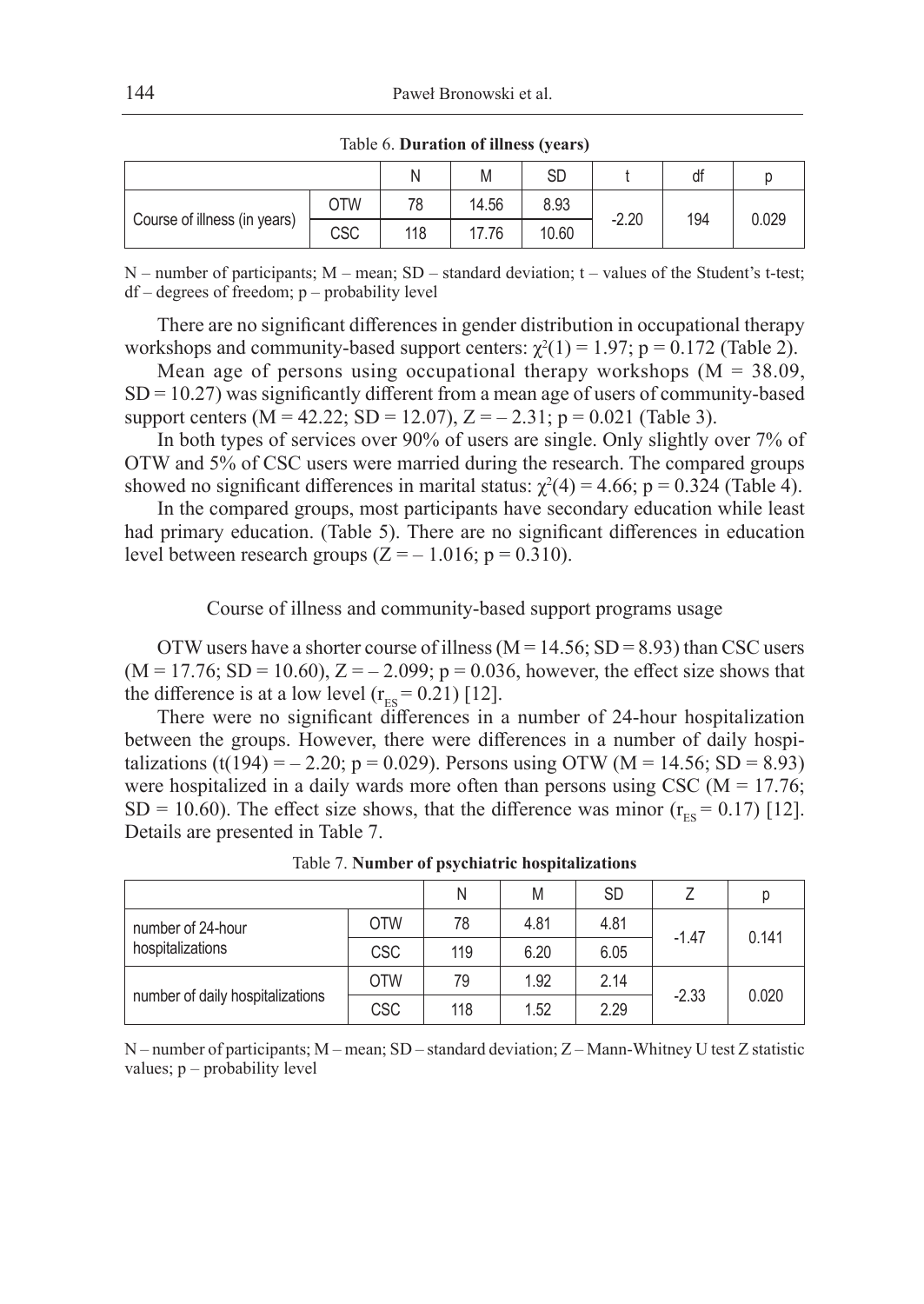Table 6. **Duration of illness (years)**

| | | N | M | SD | t | df | p |
|---|---|---|---|---|---|---|---|
| Course of illness (in years) | OTW | 78 | 14.56 | 8.93 | -2.20 | 194 | 0.029 |
| | CSC | 118 | 17.76 | 10.60 | | | |

N – number of participants; M – mean; SD – standard deviation; t – values of the Student's t-test; df – degrees of freedom; p – probability level

There are no significant differences in gender distribution in occupational therapy workshops and community-based support centers: $\chi^2(1) = 1.97$; $p = 0.172$ (Table 2).

Mean age of persons using occupational therapy workshops ($M = 38.09$, $SD = 10.27$) was significantly different from a mean age of users of community-based support centers ($M = 42.22$; $SD = 12.07$), $Z = -2.31$; $p = 0.021$ (Table 3).

In both types of services over 90% of users are single. Only slightly over 7% of OTW and 5% of CSC users were married during the research. The compared groups showed no significant differences in marital status: $\chi^2(4) = 4.66$; $p = 0.324$ (Table 4).

In the compared groups, most participants have secondary education while least had primary education. (Table 5). There are no significant differences in education level between research groups ($Z = -1.016$; $p = 0.310$).

## Course of illness and community-based support programs usage

OTW users have a shorter course of illness ($M = 14.56$; $SD = 8.93$) than CSC users ($M = 17.76$; $SD = 10.60$), $Z = -2.099$; $p = 0.036$, however, the effect size shows that the difference is at a low level ($r_{ES} = 0.21$) [12].

There were no significant differences in a number of 24-hour hospitalization between the groups. However, there were differences in a number of daily hospitalizations ($t(194) = -2.20$; $p = 0.029$). Persons using OTW ($M = 14.56$; $SD = 8.93$) were hospitalized in a daily wards more often than persons using CSC ($M = 17.76$; $SD = 10.60$). The effect size shows, that the difference was minor ($r_{ES} = 0.17$) [12]. Details are presented in Table 7.

Table 7. **Number of psychiatric hospitalizations**

| | | N | M | SD | Z | p |
|---|---|---|---|---|---|---|
| number of 24-hour hospitalizations | OTW | 78 | 4.81 | 4.81 | -1.47 | 0.141 |
| | CSC | 119 | 6.20 | 6.05 | | |
| number of daily hospitalizations | OTW | 79 | 1.92 | 2.14 | -2.33 | 0.020 |
| | CSC | 118 | 1.52 | 2.29 | | |

N – number of participants; M – mean; SD – standard deviation; Z – Mann-Whitney U test Z statistic values; p – probability level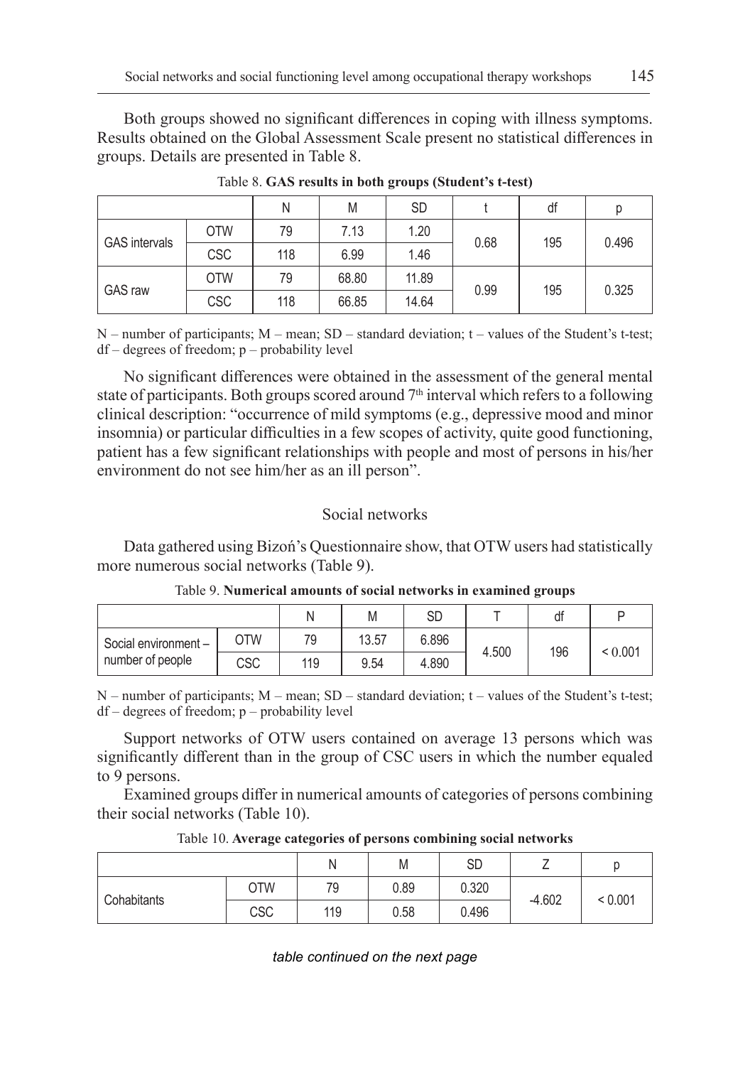Both groups showed no significant differences in coping with illness symptoms. Results obtained on the Global Assessment Scale present no statistical differences in groups. Details are presented in Table 8.

Table 8. **GAS results in both groups (Student's t-test)**

| | | N | M | SD | t | df | p |
|---|---|---|---|---|---|---|---|
| GAS intervals | OTW | 79 | 7.13 | 1.20 | 0.68 | 195 | 0.496 |
| | CSC | 118 | 6.99 | 1.46 | | | |
| GAS raw | OTW | 79 | 68.80 | 11.89 | 0.99 | 195 | 0.325 |
| | CSC | 118 | 66.85 | 14.64 | | | |

N – number of participants; M – mean; SD – standard deviation; t – values of the Student's t-test; df – degrees of freedom; p – probability level

No significant differences were obtained in the assessment of the general mental state of participants. Both groups scored around 7th interval which refers to a following clinical description: "occurrence of mild symptoms (e.g., depressive mood and minor insomnia) or particular difficulties in a few scopes of activity, quite good functioning, patient has a few significant relationships with people and most of persons in his/her environment do not see him/her as an ill person".

## Social networks

Data gathered using Bizoń's Questionnaire show, that OTW users had statistically more numerous social networks (Table 9).

Table 9. **Numerical amounts of social networks in examined groups**

| | | N | M | SD | T | df | P |
|---|---|---|---|---|---|---|---|
| Social environment – number of people | OTW | 79 | 13.57 | 6.896 | 4.500 | 196 | < 0.001 |
| | CSC | 119 | 9.54 | 4.890 | | | |

N – number of participants; M – mean; SD – standard deviation; t – values of the Student's t-test; df – degrees of freedom; p – probability level

Support networks of OTW users contained on average 13 persons which was significantly different than in the group of CSC users in which the number equaled to 9 persons.

Examined groups differ in numerical amounts of categories of persons combining their social networks (Table 10).

Table 10. **Average categories of persons combining social networks**

| | | N | M | SD | Z | p |
|---|---|---|---|---|---|---|
| Cohabitants | OTW | 79 | 0.89 | 0.320 | -4.602 | < 0.001 |
| | CSC | 119 | 0.58 | 0.496 | | |

*table continued on the next page*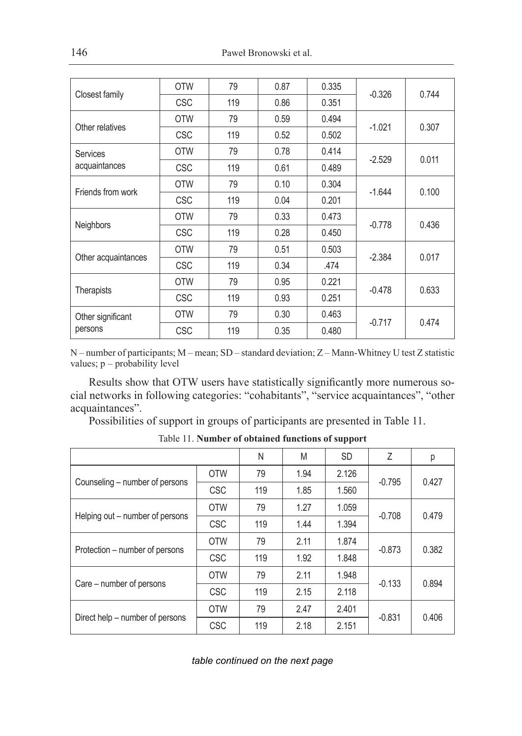| | | | | | | |
|---|---|---|---|---|---|---|
| Closest family | OTW | 79 | 0.87 | 0.335 | -0.326 | 0.744 |
| | CSC | 119 | 0.86 | 0.351 | | |
| Other relatives | OTW | 79 | 0.59 | 0.494 | -1.021 | 0.307 |
| | CSC | 119 | 0.52 | 0.502 | | |
| Services acquaintances | OTW | 79 | 0.78 | 0.414 | -2.529 | 0.011 |
| | CSC | 119 | 0.61 | 0.489 | | |
| Friends from work | OTW | 79 | 0.10 | 0.304 | -1.644 | 0.100 |
| | CSC | 119 | 0.04 | 0.201 | | |
| Neighbors | OTW | 79 | 0.33 | 0.473 | -0.778 | 0.436 |
| | CSC | 119 | 0.28 | 0.450 | | |
| Other acquaintances | OTW | 79 | 0.51 | 0.503 | -2.384 | 0.017 |
| | CSC | 119 | 0.34 | .474 | | |
| Therapists | OTW | 79 | 0.95 | 0.221 | -0.478 | 0.633 |
| | CSC | 119 | 0.93 | 0.251 | | |
| Other significant persons | OTW | 79 | 0.30 | 0.463 | -0.717 | 0.474 |
| | CSC | 119 | 0.35 | 0.480 | | |

N – number of participants; M – mean; SD – standard deviation; Z – Mann-Whitney U test Z statistic values; p – probability level

Results show that OTW users have statistically significantly more numerous social networks in following categories: "cohabitants", "service acquaintances", "other acquaintances".

Possibilities of support in groups of participants are presented in Table 11.

Table 11. **Number of obtained functions of support**

| | | N | M | SD | Z | p |
|---|---|---|---|---|---|---|
| Counseling – number of persons | OTW | 79 | 1.94 | 2.126 | -0.795 | 0.427 |
| | CSC | 119 | 1.85 | 1.560 | | |
| Helping out – number of persons | OTW | 79 | 1.27 | 1.059 | -0.708 | 0.479 |
| | CSC | 119 | 1.44 | 1.394 | | |
| Protection – number of persons | OTW | 79 | 2.11 | 1.874 | -0.873 | 0.382 |
| | CSC | 119 | 1.92 | 1.848 | | |
| Care – number of persons | OTW | 79 | 2.11 | 1.948 | -0.133 | 0.894 |
| | CSC | 119 | 2.15 | 2.118 | | |
| Direct help – number of persons | OTW | 79 | 2.47 | 2.401 | -0.831 | 0.406 |
| | CSC | 119 | 2.18 | 2.151 | | |

*table continued on the next page*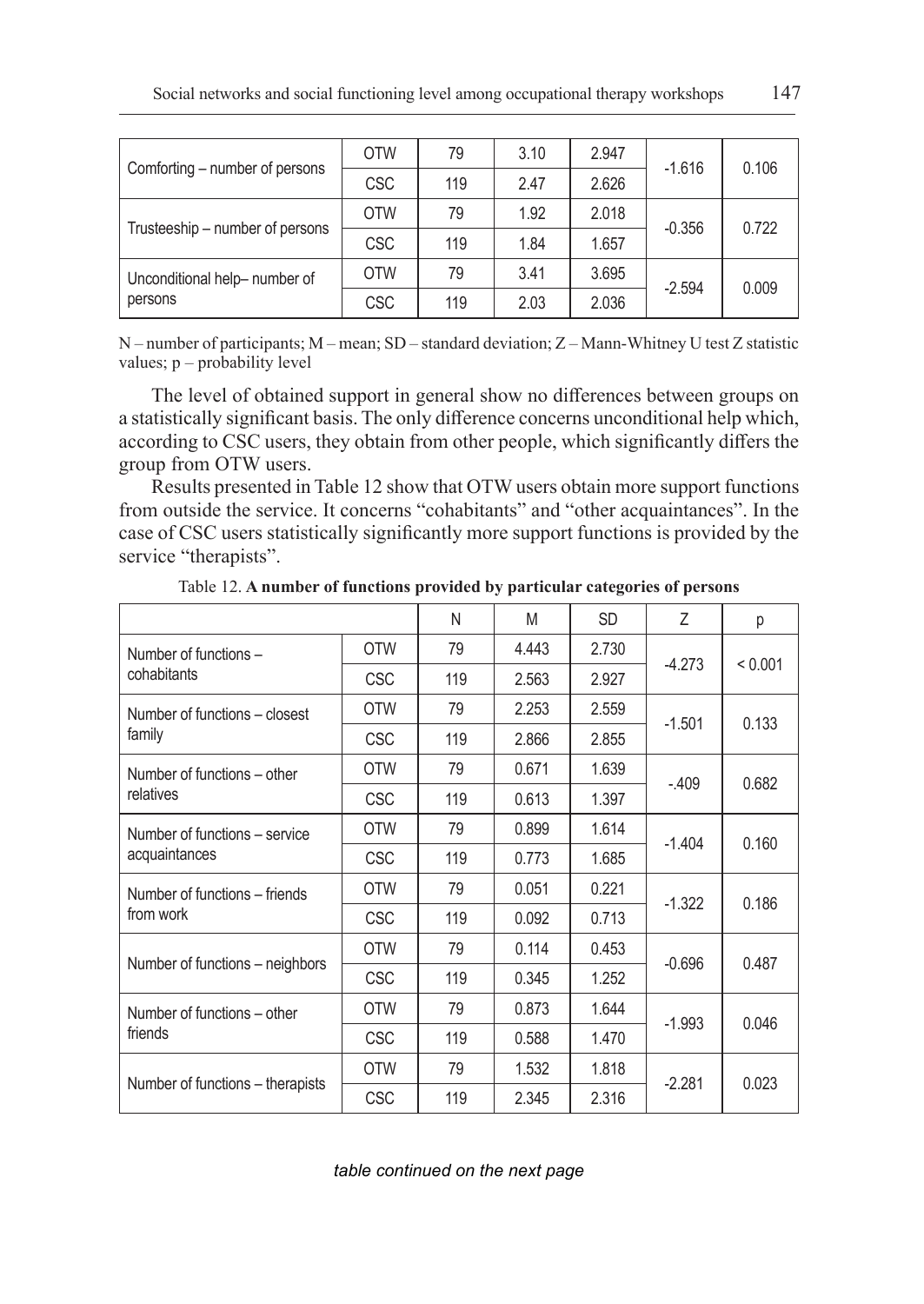| | | N | M | SD | Z | p |
|---|---|---|---|---|---|---|
| Comforting – number of persons | OTW | 79 | 3.10 | 2.947 | -1.616 | 0.106 |
| | CSC | 119 | 2.47 | 2.626 | | |
| Trusteeship – number of persons | OTW | 79 | 1.92 | 2.018 | -0.356 | 0.722 |
| | CSC | 119 | 1.84 | 1.657 | | |
| Unconditional help– number of persons | OTW | 79 | 3.41 | 3.695 | -2.594 | 0.009 |
| | CSC | 119 | 2.03 | 2.036 | | |

N – number of participants; M – mean; SD – standard deviation; Z – Mann-Whitney U test Z statistic values; p – probability level

The level of obtained support in general show no differences between groups on a statistically significant basis. The only difference concerns unconditional help which, according to CSC users, they obtain from other people, which significantly differs the group from OTW users.

Results presented in Table 12 show that OTW users obtain more support functions from outside the service. It concerns "cohabitants" and "other acquaintances". In the case of CSC users statistically significantly more support functions is provided by the service "therapists".

Table 12. **A number of functions provided by particular categories of persons**

| | | N | M | SD | Z | p |
|---|---|---|---|---|---|---|
| Number of functions – cohabitants | OTW | 79 | 4.443 | 2.730 | -4.273 | < 0.001 |
| | CSC | 119 | 2.563 | 2.927 | | |
| Number of functions – closest family | OTW | 79 | 2.253 | 2.559 | -1.501 | 0.133 |
| | CSC | 119 | 2.866 | 2.855 | | |
| Number of functions – other relatives | OTW | 79 | 0.671 | 1.639 | -.409 | 0.682 |
| | CSC | 119 | 0.613 | 1.397 | | |
| Number of functions – service acquaintances | OTW | 79 | 0.899 | 1.614 | -1.404 | 0.160 |
| | CSC | 119 | 0.773 | 1.685 | | |
| Number of functions – friends from work | OTW | 79 | 0.051 | 0.221 | -1.322 | 0.186 |
| | CSC | 119 | 0.092 | 0.713 | | |
| Number of functions – neighbors | OTW | 79 | 0.114 | 0.453 | -0.696 | 0.487 |
| | CSC | 119 | 0.345 | 1.252 | | |
| Number of functions – other friends | OTW | 79 | 0.873 | 1.644 | -1.993 | 0.046 |
| | CSC | 119 | 0.588 | 1.470 | | |
| Number of functions – therapists | OTW | 79 | 1.532 | 1.818 | -2.281 | 0.023 |
| | CSC | 119 | 2.345 | 2.316 | | |

*table continued on the next page*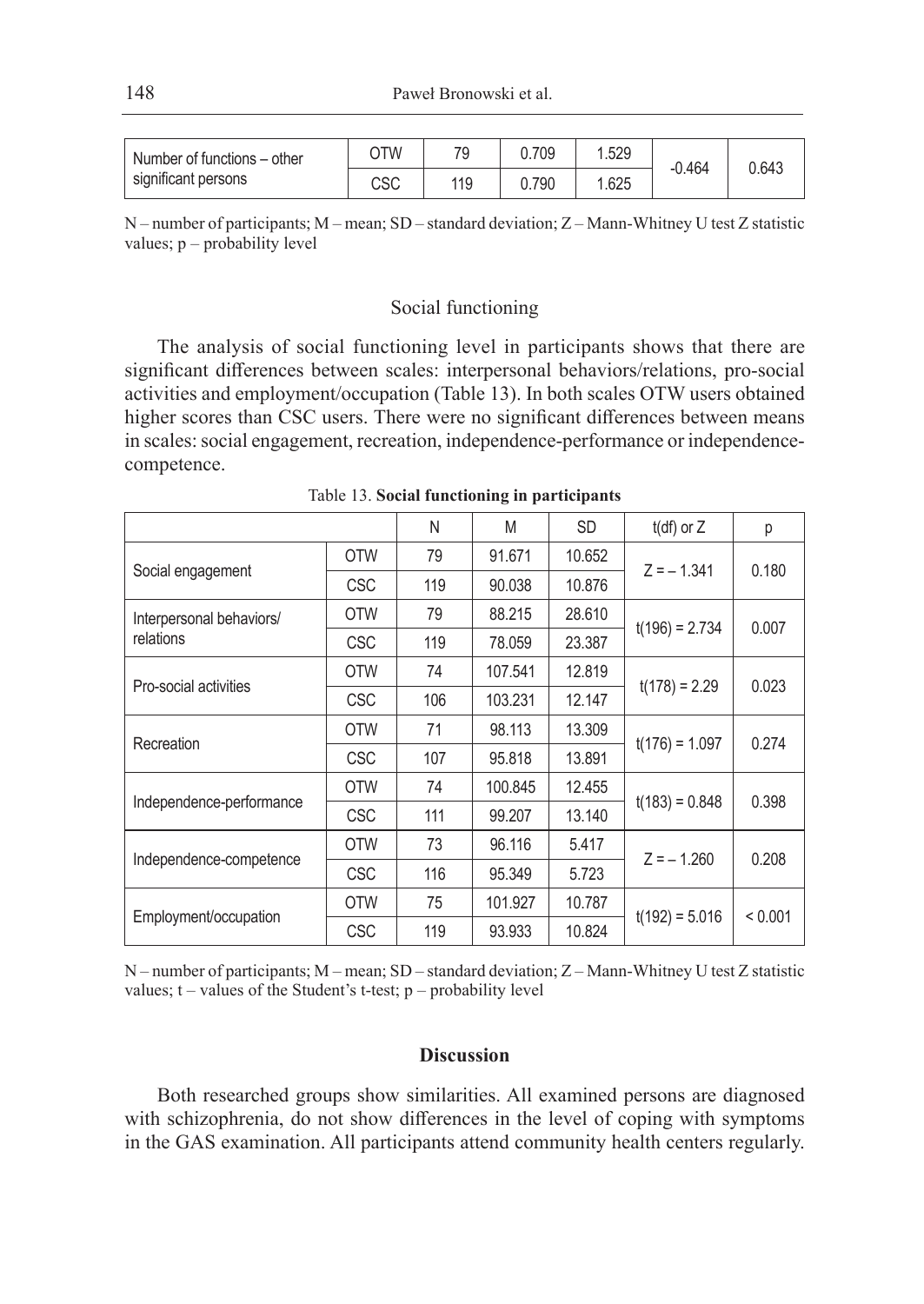| Number of functions – other significant persons | OTW | 79 | 0.709 | 1.529 | -0.464 | 0.643 |
|---|---|---|---|---|---|---|
| | CSC | 119 | 0.790 | 1.625 | | |

N – number of participants; M – mean; SD – standard deviation; Z – Mann-Whitney U test Z statistic values; p – probability level

## Social functioning

The analysis of social functioning level in participants shows that there are significant differences between scales: interpersonal behaviors/relations, pro-social activities and employment/occupation (Table 13). In both scales OTW users obtained higher scores than CSC users. There were no significant differences between means in scales: social engagement, recreation, independence-performance or independence-competence.

Table 13. **Social functioning in participants**

| | | N | M | SD | t(df) or Z | p |
|---|---|---|---|---|---|---|
| Social engagement | OTW | 79 | 91.671 | 10.652 | $Z = -1.341$ | 0.180 |
| | CSC | 119 | 90.038 | 10.876 | | |
| Interpersonal behaviors/ relations | OTW | 79 | 88.215 | 28.610 | $t(196) = 2.734$ | 0.007 |
| | CSC | 119 | 78.059 | 23.387 | | |
| Pro-social activities | OTW | 74 | 107.541 | 12.819 | $t(178) = 2.29$ | 0.023 |
| | CSC | 106 | 103.231 | 12.147 | | |
| Recreation | OTW | 71 | 98.113 | 13.309 | $t(176) = 1.097$ | 0.274 |
| | CSC | 107 | 95.818 | 13.891 | | |
| Independence-performance | OTW | 74 | 100.845 | 12.455 | $t(183) = 0.848$ | 0.398 |
| | CSC | 111 | 99.207 | 13.140 | | |
| Independence-competence | OTW | 73 | 96.116 | 5.417 | $Z = -1.260$ | 0.208 |
| | CSC | 116 | 95.349 | 5.723 | | |
| Employment/occupation | OTW | 75 | 101.927 | 10.787 | $t(192) = 5.016$ | $< 0.001$ |
| | CSC | 119 | 93.933 | 10.824 | | |

N – number of participants; M – mean; SD – standard deviation; Z – Mann-Whitney U test Z statistic values; t – values of the Student's t-test; p – probability level

## Discussion

Both researched groups show similarities. All examined persons are diagnosed with schizophrenia, do not show differences in the level of coping with symptoms in the GAS examination. All participants attend community health centers regularly.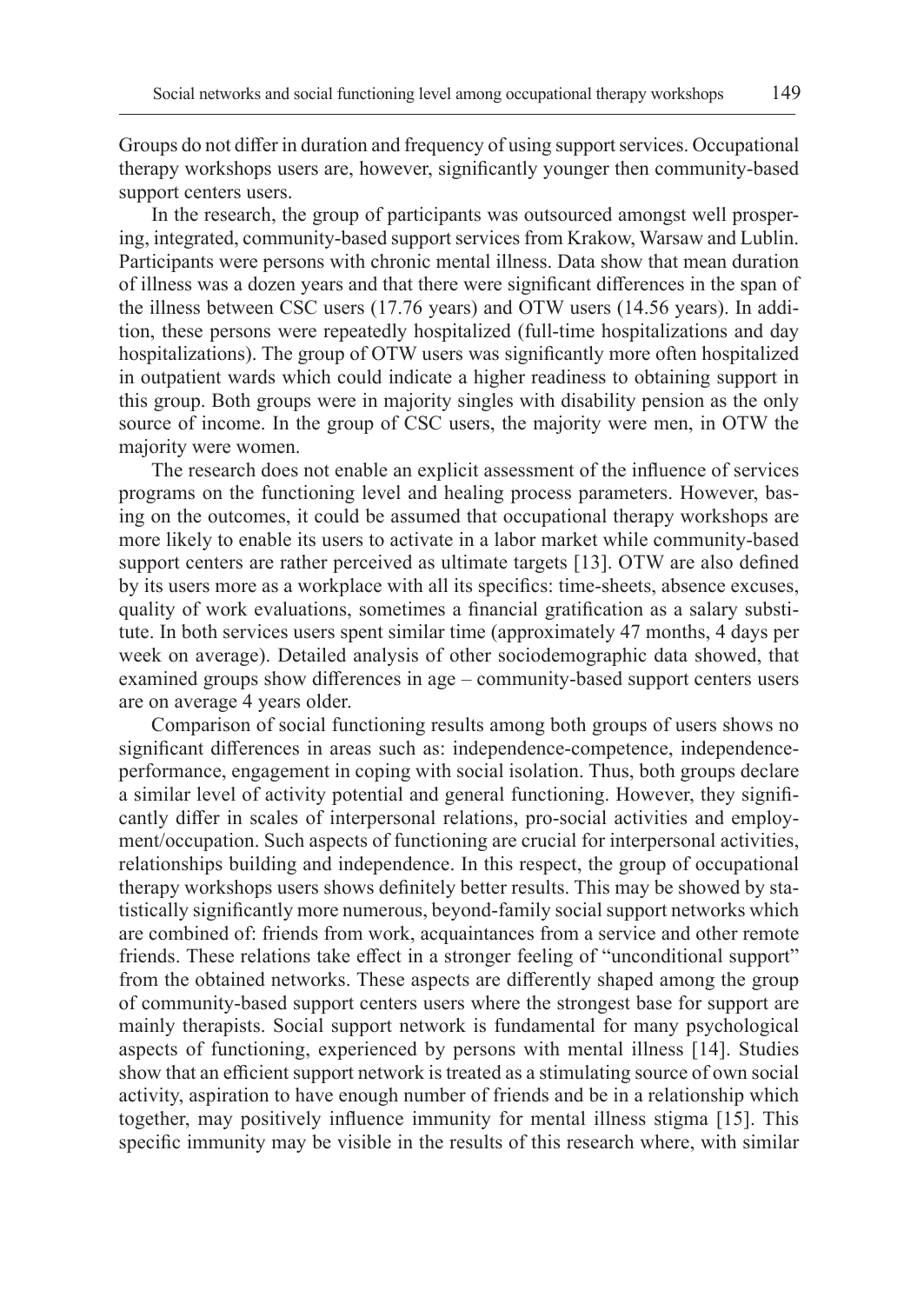Groups do not differ in duration and frequency of using support services. Occupational therapy workshops users are, however, significantly younger then community-based support centers users.

In the research, the group of participants was outsourced amongst well prospering, integrated, community-based support services from Krakow, Warsaw and Lublin. Participants were persons with chronic mental illness. Data show that mean duration of illness was a dozen years and that there were significant differences in the span of the illness between CSC users (17.76 years) and OTW users (14.56 years). In addition, these persons were repeatedly hospitalized (full-time hospitalizations and day hospitalizations). The group of OTW users was significantly more often hospitalized in outpatient wards which could indicate a higher readiness to obtaining support in this group. Both groups were in majority singles with disability pension as the only source of income. In the group of CSC users, the majority were men, in OTW the majority were women.

The research does not enable an explicit assessment of the influence of services programs on the functioning level and healing process parameters. However, basing on the outcomes, it could be assumed that occupational therapy workshops are more likely to enable its users to activate in a labor market while community-based support centers are rather perceived as ultimate targets [13]. OTW are also defined by its users more as a workplace with all its specifics: time-sheets, absence excuses, quality of work evaluations, sometimes a financial gratification as a salary substitute. In both services users spent similar time (approximately 47 months, 4 days per week on average). Detailed analysis of other sociodemographic data showed, that examined groups show differences in age – community-based support centers users are on average 4 years older.

Comparison of social functioning results among both groups of users shows no significant differences in areas such as: independence-competence, independence-performance, engagement in coping with social isolation. Thus, both groups declare a similar level of activity potential and general functioning. However, they significantly differ in scales of interpersonal relations, pro-social activities and employment/occupation. Such aspects of functioning are crucial for interpersonal activities, relationships building and independence. In this respect, the group of occupational therapy workshops users shows definitely better results. This may be showed by statistically significantly more numerous, beyond-family social support networks which are combined of: friends from work, acquaintances from a service and other remote friends. These relations take effect in a stronger feeling of "unconditional support" from the obtained networks. These aspects are differently shaped among the group of community-based support centers users where the strongest base for support are mainly therapists. Social support network is fundamental for many psychological aspects of functioning, experienced by persons with mental illness [14]. Studies show that an efficient support network is treated as a stimulating source of own social activity, aspiration to have enough number of friends and be in a relationship which together, may positively influence immunity for mental illness stigma [15]. This specific immunity may be visible in the results of this research where, with similar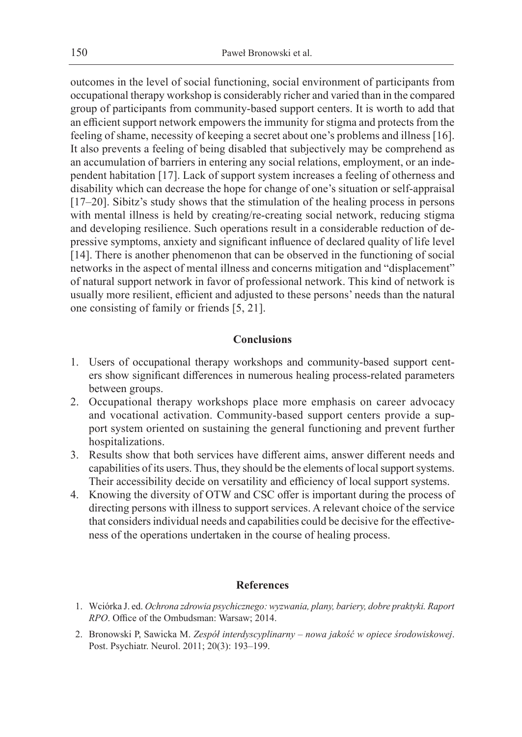outcomes in the level of social functioning, social environment of participants from occupational therapy workshop is considerably richer and varied than in the compared group of participants from community-based support centers. It is worth to add that an efficient support network empowers the immunity for stigma and protects from the feeling of shame, necessity of keeping a secret about one's problems and illness [16]. It also prevents a feeling of being disabled that subjectively may be comprehend as an accumulation of barriers in entering any social relations, employment, or an independent habitation [17]. Lack of support system increases a feeling of otherness and disability which can decrease the hope for change of one's situation or self-appraisal [17–20]. Sibitz's study shows that the stimulation of the healing process in persons with mental illness is held by creating/re-creating social network, reducing stigma and developing resilience. Such operations result in a considerable reduction of depressive symptoms, anxiety and significant influence of declared quality of life level [14]. There is another phenomenon that can be observed in the functioning of social networks in the aspect of mental illness and concerns mitigation and "displacement" of natural support network in favor of professional network. This kind of network is usually more resilient, efficient and adjusted to these persons' needs than the natural one consisting of family or friends [5, 21].

## Conclusions

1. Users of occupational therapy workshops and community-based support centers show significant differences in numerous healing process-related parameters between groups.
2. Occupational therapy workshops place more emphasis on career advocacy and vocational activation. Community-based support centers provide a support system oriented on sustaining the general functioning and prevent further hospitalizations.
3. Results show that both services have different aims, answer different needs and capabilities of its users. Thus, they should be the elements of local support systems. Their accessibility decide on versatility and efficiency of local support systems.
4. Knowing the diversity of OTW and CSC offer is important during the process of directing persons with illness to support services. A relevant choice of the service that considers individual needs and capabilities could be decisive for the effectiveness of the operations undertaken in the course of healing process.

## References

1. Wciórka J. ed. *Ochrona zdrowia psychicznego: wyzwania, plany, bariery, dobre praktyki. Raport RPO*. Office of the Ombudsman: Warsaw; 2014.
2. Bronowski P, Sawicka M. *Zespół interdyscyplinarny – nowa jakość w opiece środowiskowej*. Post. Psychiatr. Neurol. 2011; 20(3): 193–199.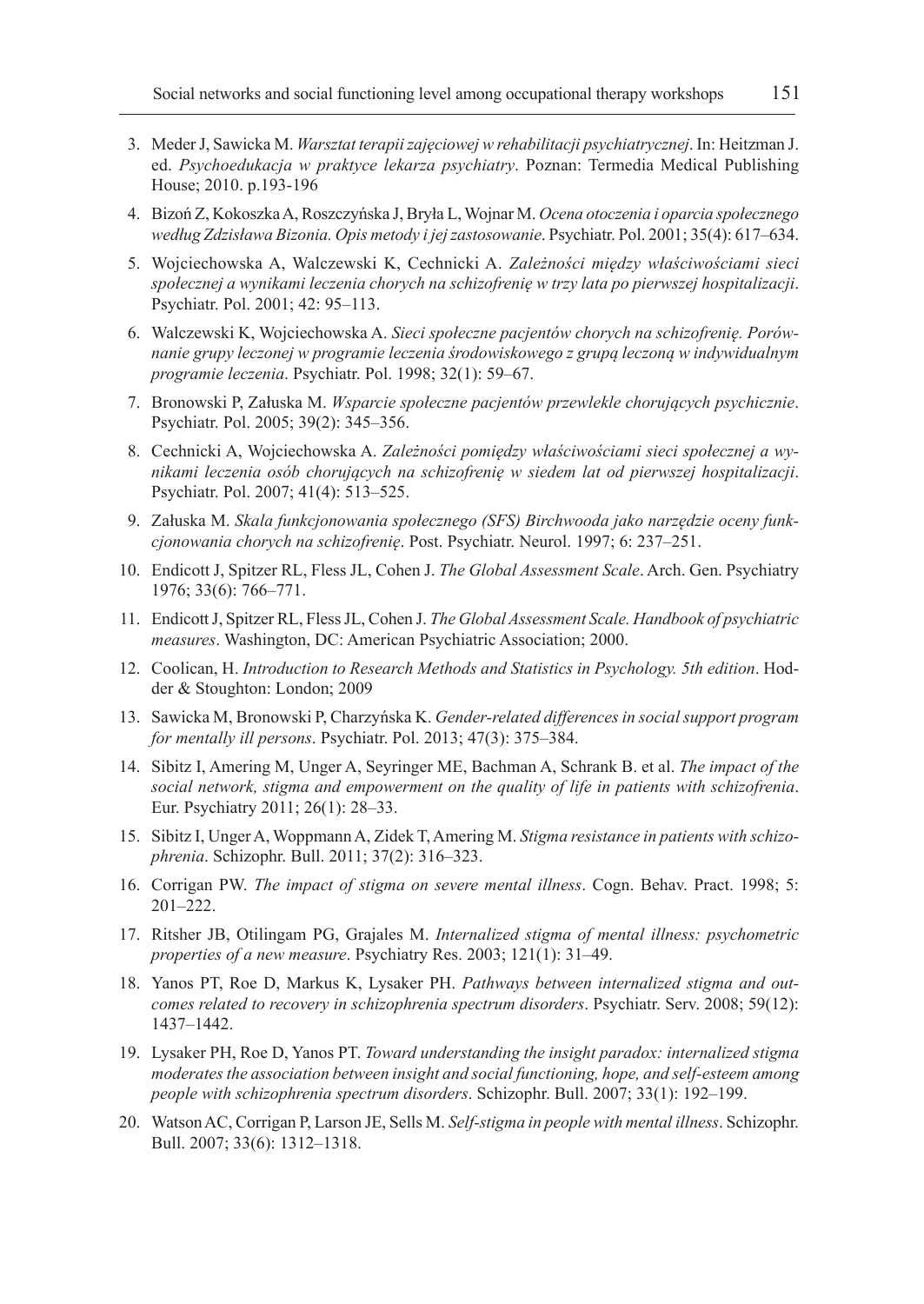3. Meder J, Sawicka M. *Warsztat terapii zajęciowej w rehabilitacji psychiatrycznej*. In: Heitzman J. ed. *Psychoedukacja w praktyce lekarza psychiatry*. Poznan: Termedia Medical Publishing House; 2010. p.193-196
4. Bizoń Z, Kokoszka A, Roszczyńska J, Bryła L, Wojnar M. *Ocena otoczenia i oparcia społecznego według Zdzisława Bizonia. Opis metody i jej zastosowanie*. Psychiatr. Pol. 2001; 35(4): 617–634.
5. Wojciechowska A, Walczewski K, Cechnicki A. *Zależności między właściwościami sieci społecznej a wynikami leczenia chorych na schizofrenię w trzy lata po pierwszej hospitalizacji*. Psychiatr. Pol. 2001; 42: 95–113.
6. Walczewski K, Wojciechowska A. *Sieci społeczne pacjentów chorych na schizofrenię. Porównanie grupy leczonej w programie leczenia środowiskowego z grupą leczoną w indywidualnym programie leczenia*. Psychiatr. Pol. 1998; 32(1): 59–67.
7. Bronowski P, Załuska M. *Wsparcie społeczne pacjentów przewlekle chorujących psychicznie*. Psychiatr. Pol. 2005; 39(2): 345–356.
8. Cechnicki A, Wojciechowska A. *Zależności pomiędzy właściwościami sieci społecznej a wynikami leczenia osób chorujących na schizofrenię w siedem lat od pierwszej hospitalizacji*. Psychiatr. Pol. 2007; 41(4): 513–525.
9. Załuska M. *Skala funkcjonowania społecznego (SFS) Birchwooda jako narzędzie oceny funkcjonowania chorych na schizofrenię*. Post. Psychiatr. Neurol. 1997; 6: 237–251.
10. Endicott J, Spitzer RL, Fless JL, Cohen J. *The Global Assessment Scale*. Arch. Gen. Psychiatry 1976; 33(6): 766–771.
11. Endicott J, Spitzer RL, Fless JL, Cohen J. *The Global Assessment Scale. Handbook of psychiatric measures*. Washington, DC: American Psychiatric Association; 2000.
12. Coolican, H. *Introduction to Research Methods and Statistics in Psychology. 5th edition*. Hodder & Stoughton: London; 2009
13. Sawicka M, Bronowski P, Charzyńska K. *Gender-related differences in social support program for mentally ill persons*. Psychiatr. Pol. 2013; 47(3): 375–384.
14. Sibitz I, Amering M, Unger A, Seyringer ME, Bachman A, Schrank B. et al. *The impact of the social network, stigma and empowerment on the quality of life in patients with schizofrenia*. Eur. Psychiatry 2011; 26(1): 28–33.
15. Sibitz I, Unger A, Woppmann A, Zidek T, Amering M. *Stigma resistance in patients with schizophrenia*. Schizophr. Bull. 2011; 37(2): 316–323.
16. Corrigan PW. *The impact of stigma on severe mental illness*. Cogn. Behav. Pract. 1998; 5: 201–222.
17. Ritsher JB, Otilingam PG, Grajales M. *Internalized stigma of mental illness: psychometric properties of a new measure*. Psychiatry Res. 2003; 121(1): 31–49.
18. Yanos PT, Roe D, Markus K, Lysaker PH. *Pathways between internalized stigma and outcomes related to recovery in schizophrenia spectrum disorders*. Psychiatr. Serv. 2008; 59(12): 1437–1442.
19. Lysaker PH, Roe D, Yanos PT. *Toward understanding the insight paradox: internalized stigma moderates the association between insight and social functioning, hope, and self-esteem among people with schizophrenia spectrum disorders*. Schizophr. Bull. 2007; 33(1): 192–199.
20. Watson AC, Corrigan P, Larson JE, Sells M. *Self-stigma in people with mental illness*. Schizophr. Bull. 2007; 33(6): 1312–1318.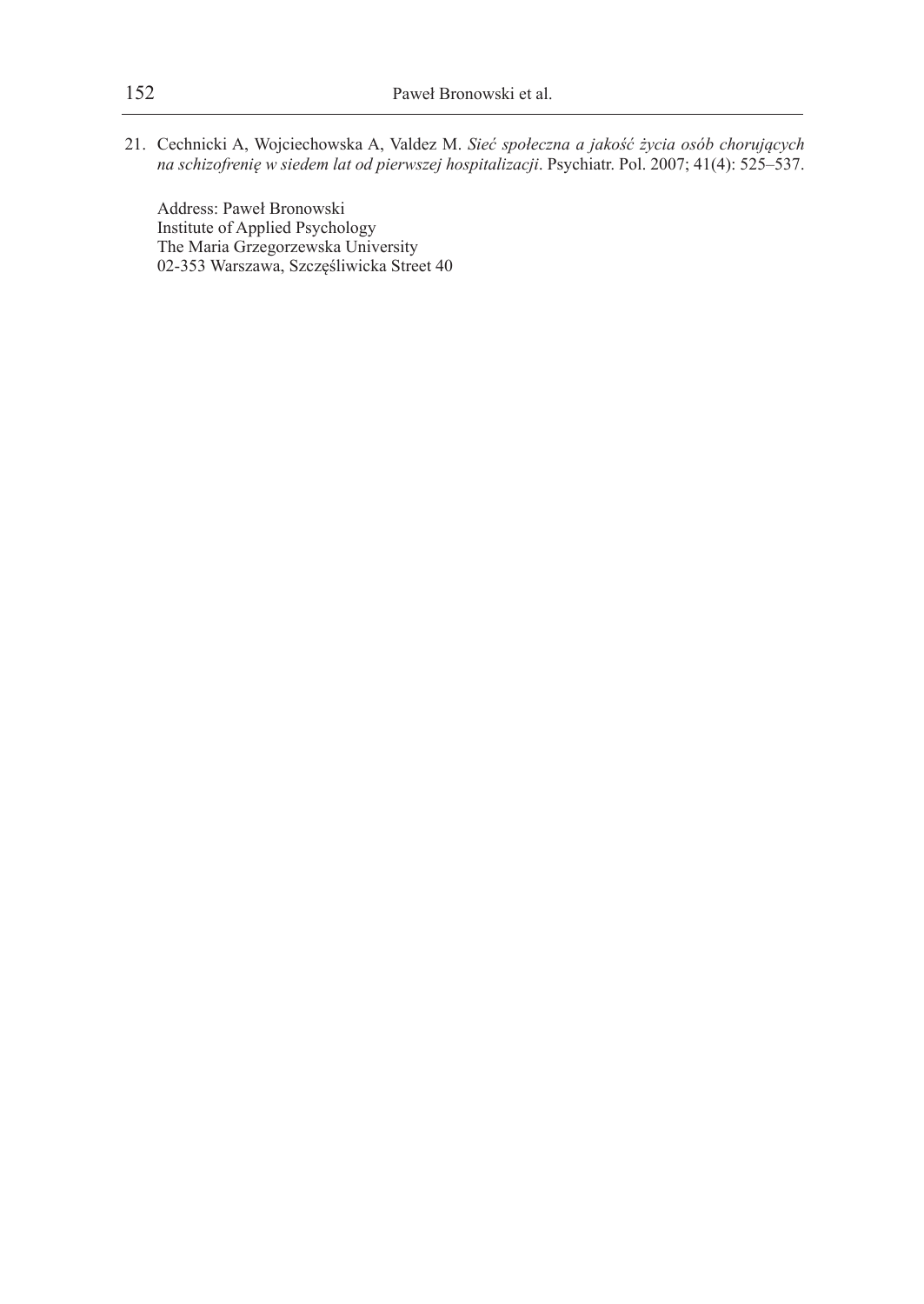21. Cechnicki A, Wojciechowska A, Valdez M. *Sieć społeczna a jakość życia osób chorujących na schizofrenię w siedem lat od pierwszej hospitalizacji*. Psychiatr. Pol. 2007; 41(4): 525–537.

Address: Paweł Bronowski
Institute of Applied Psychology
The Maria Grzegorzewska University
02-353 Warszawa, Szczęśliwicka Street 40